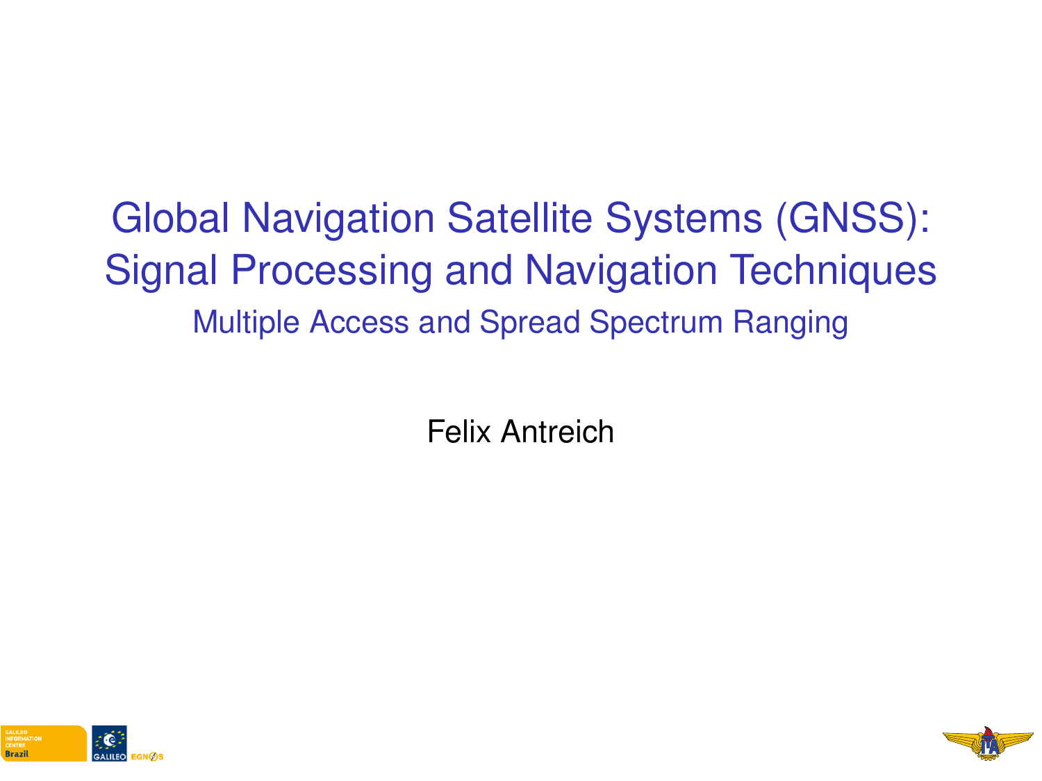# Global Navigation Satellite Systems (GNSS): Signal Processing and Navigation Techniques

## Multiple Access and Spread Spectrum Ranging

Felix Antreich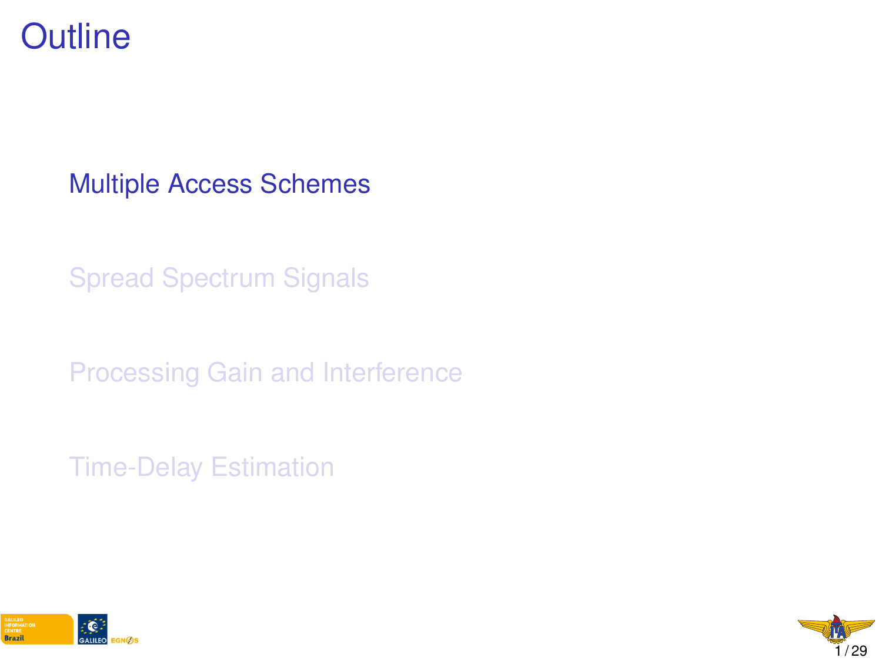# Outline

- Multiple Access Schemes
- Spread Spectrum Signals
- Processing Gain and Interference
- Time-Delay Estimation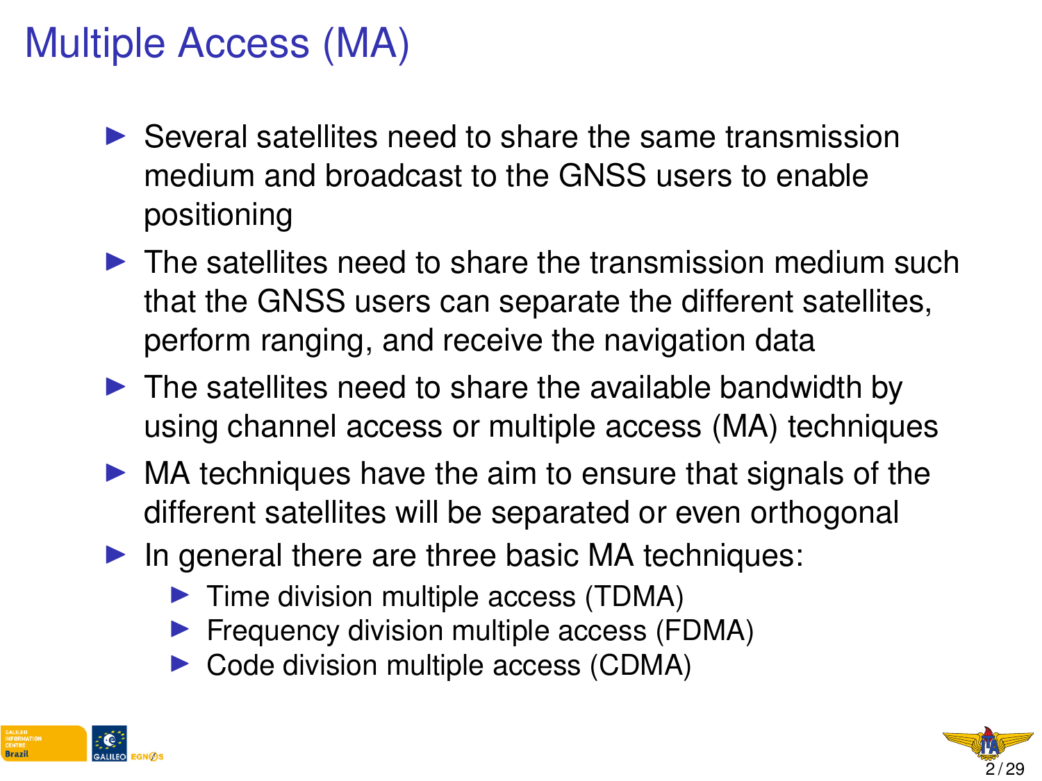# Multiple Access (MA)

- Several satellites need to share the same transmission medium and broadcast to the GNSS users to enable positioning
- The satellites need to share the transmission medium such that the GNSS users can separate the different satellites, perform ranging, and receive the navigation data
- The satellites need to share the available bandwidth by using channel access or multiple access (MA) techniques
- MA techniques have the aim to ensure that signals of the different satellites will be separated or even orthogonal
- In general there are three basic MA techniques:
  - Time division multiple access (TDMA)
  - Frequency division multiple access (FDMA)
  - Code division multiple access (CDMA)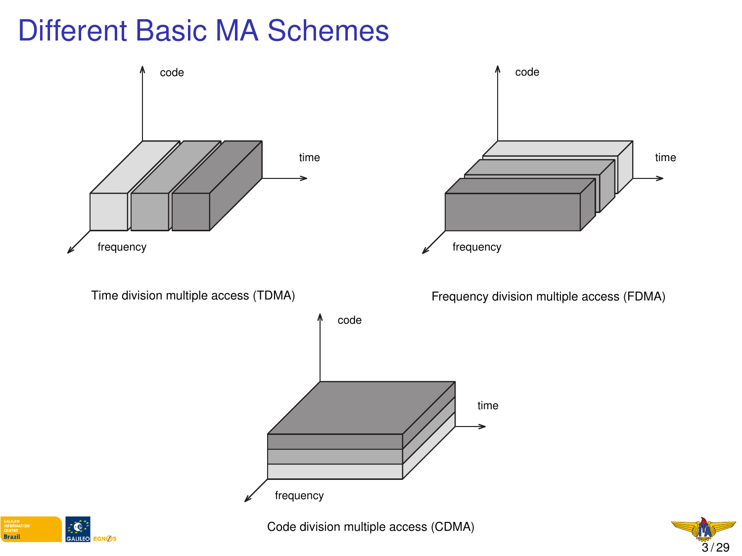# Different Basic MA Schemes

code

time

frequency

Time division multiple access (TDMA)

code

time

frequency

Frequency division multiple access (FDMA)

code

time

frequency

Code division multiple access (CDMA)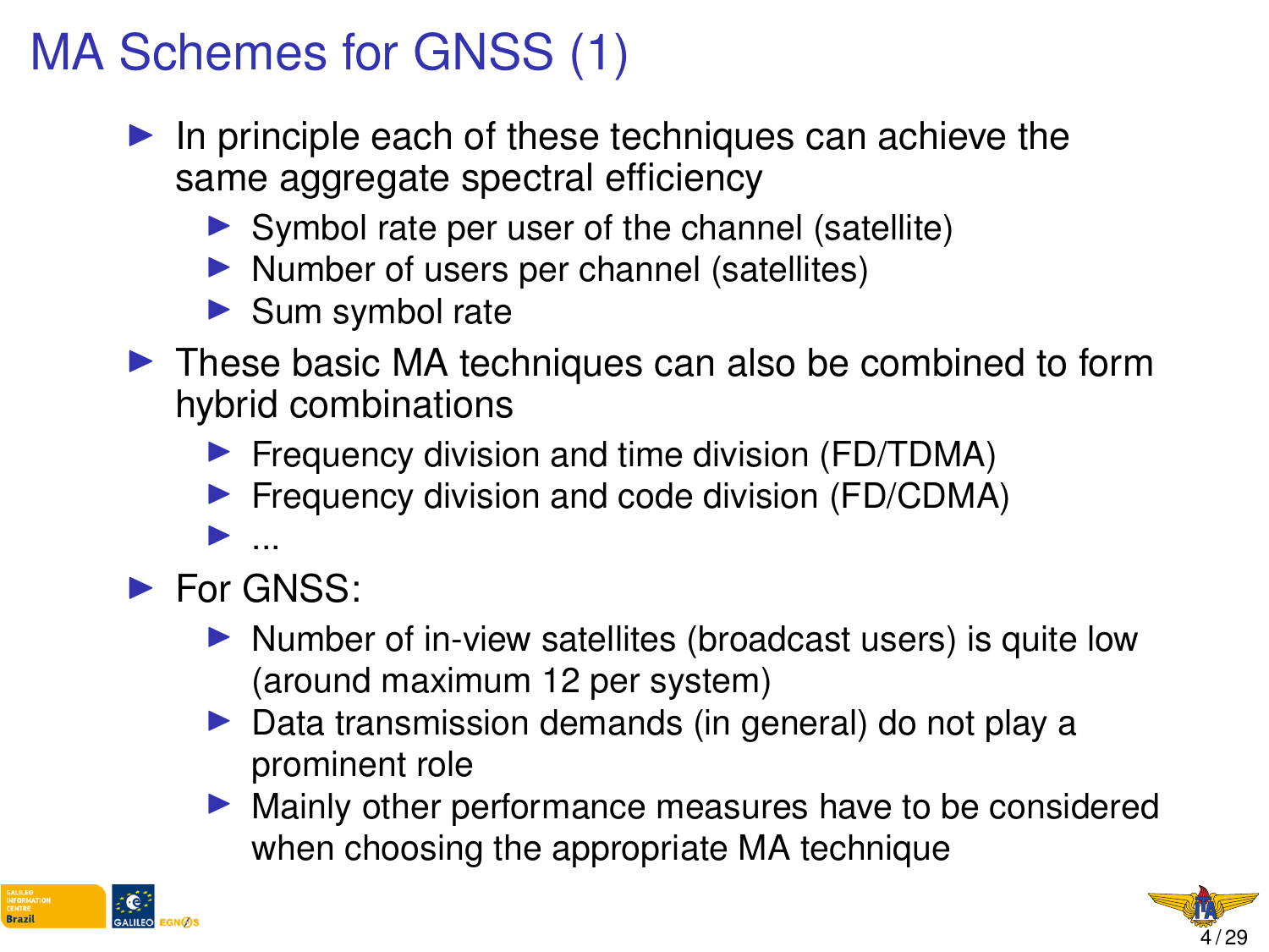# MA Schemes for GNSS (1)

- In principle each of these techniques can achieve the same aggregate spectral efficiency
  - Symbol rate per user of the channel (satellite)
  - Number of users per channel (satellites)
  - Sum symbol rate
- These basic MA techniques can also be combined to form hybrid combinations
  - Frequency division and time division (FD/TDMA)
  - Frequency division and code division (FD/CDMA)
  - ...
- For GNSS:
  - Number of in-view satellites (broadcast users) is quite low (around maximum 12 per system)
  - Data transmission demands (in general) do not play a prominent role
  - Mainly other performance measures have to be considered when choosing the appropriate MA technique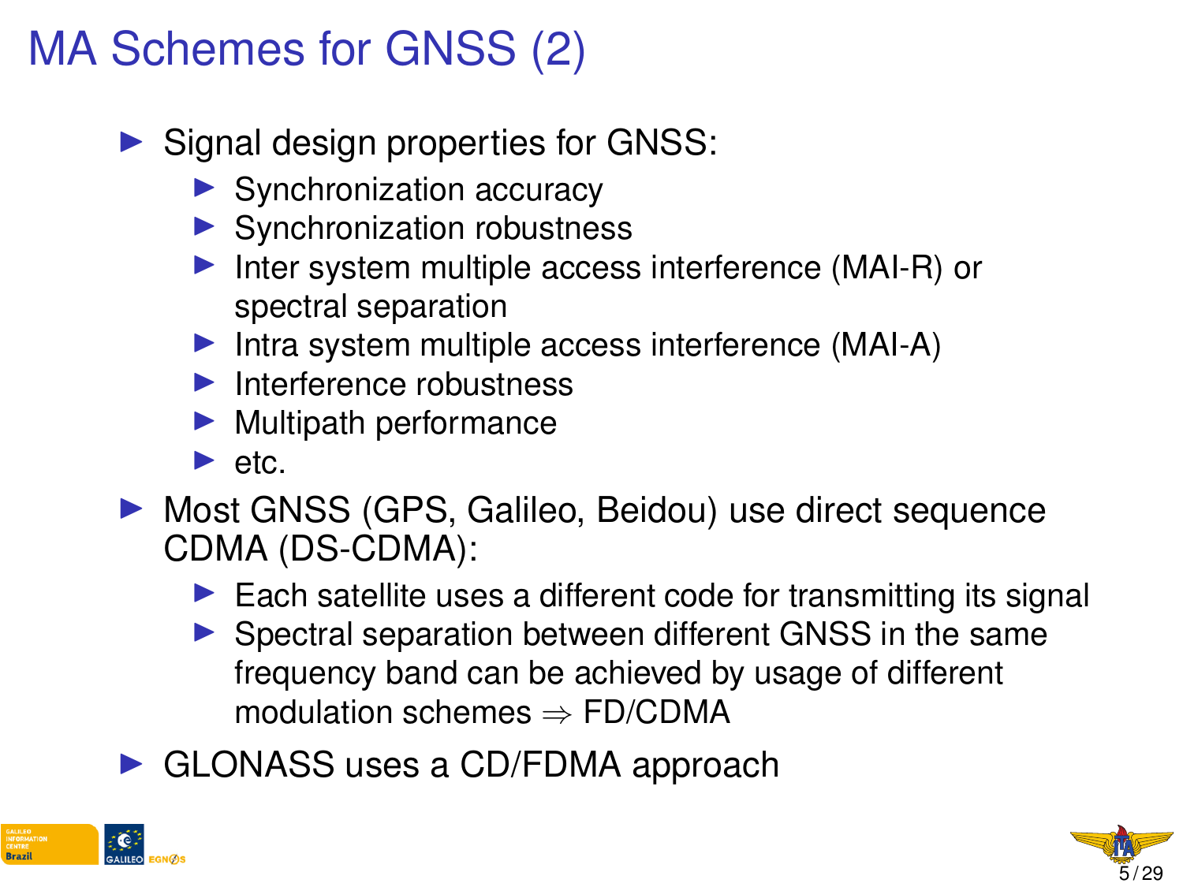# MA Schemes for GNSS (2)

- Signal design properties for GNSS:
  - Synchronization accuracy
  - Synchronization robustness
  - Inter system multiple access interference (MAI-R) or spectral separation
  - Intra system multiple access interference (MAI-A)
  - Interference robustness
  - Multipath performance
  - etc.
- Most GNSS (GPS, Galileo, Beidou) use direct sequence CDMA (DS-CDMA):
  - Each satellite uses a different code for transmitting its signal
  - Spectral separation between different GNSS in the same frequency band can be achieved by usage of different modulation schemes $\Rightarrow$ FD/CDMA
- GLONASS uses a CD/FDMA approach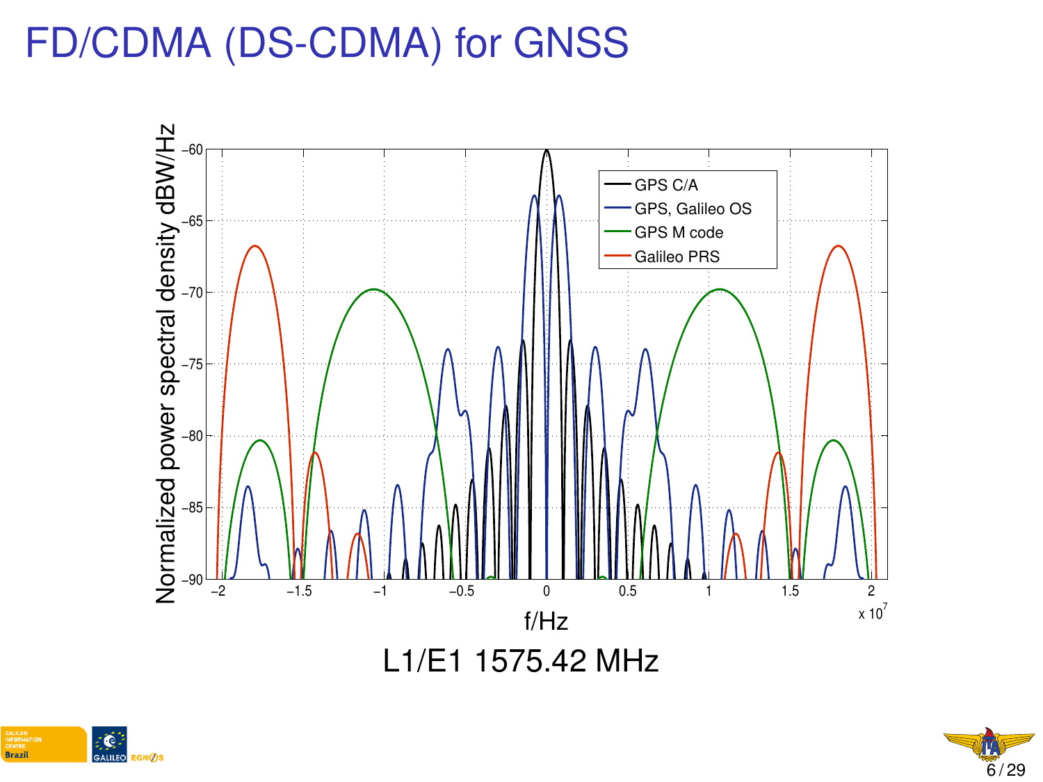# FD/CDMA (DS-CDMA) for GNSS

L1/E1 1575.42 MHz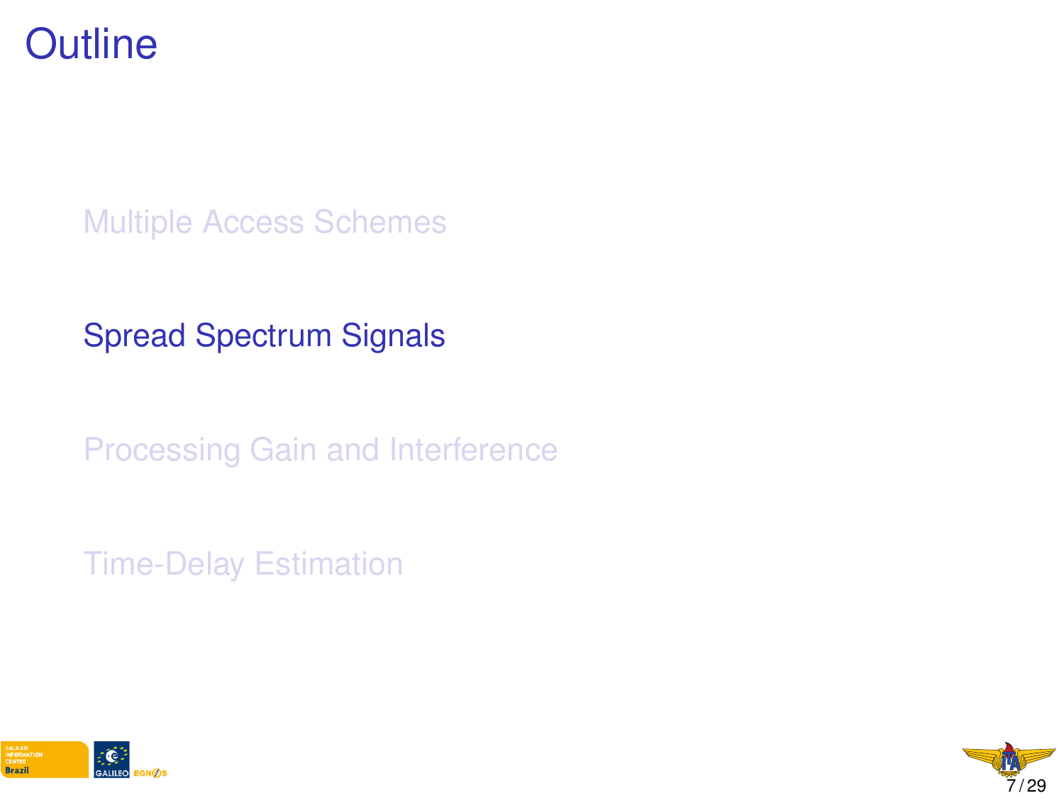# Outline

- Multiple Access Schemes
- Spread Spectrum Signals
- Processing Gain and Interference
- Time-Delay Estimation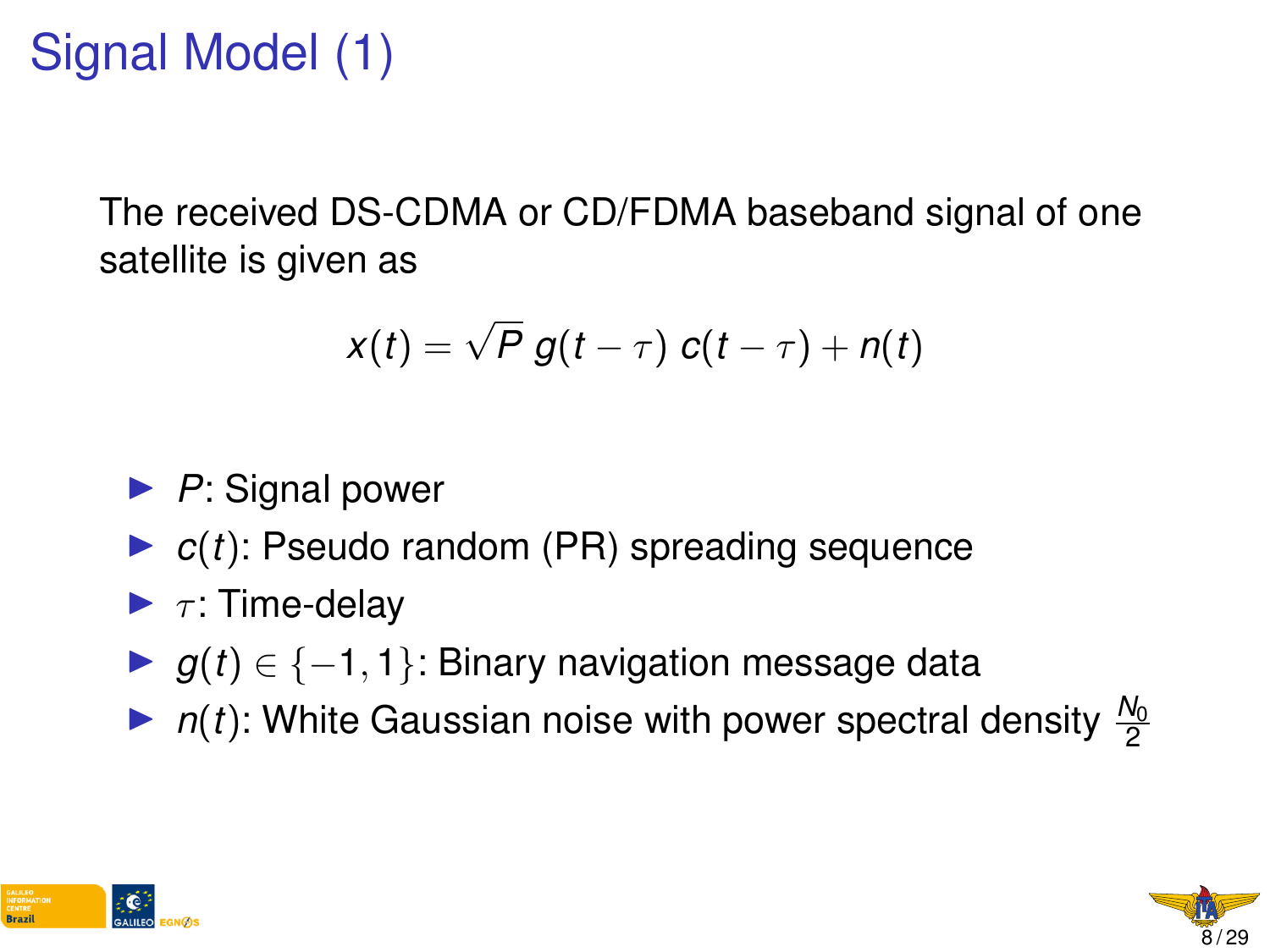# Signal Model (1)

The received DS-CDMA or CD/FDMA baseband signal of one satellite is given as

$$x(t) = \sqrt{P}\, g(t - \tau)\, c(t - \tau) + n(t)$$

- $P$: Signal power
- $c(t)$: Pseudo random (PR) spreading sequence
- $\tau$: Time-delay
- $g(t) \in \{-1, 1\}$: Binary navigation message data
- $n(t)$: White Gaussian noise with power spectral density $\frac{N_0}{2}$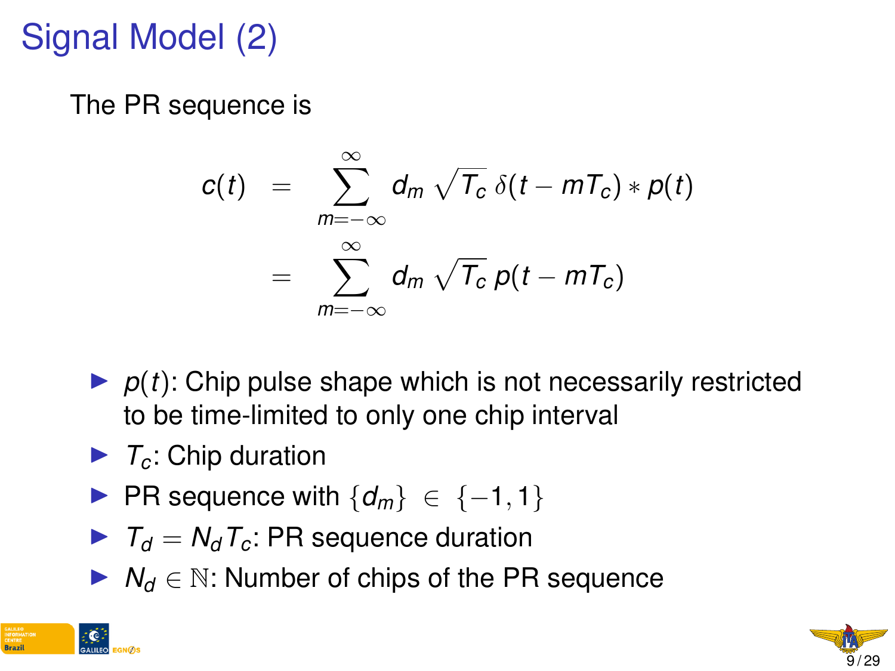# Signal Model (2)

The PR sequence is

$$
\begin{aligned}
c(t) &= \sum_{m=-\infty}^{\infty} d_m \sqrt{T_c}\, \delta(t - mT_c) * p(t) \\
&= \sum_{m=-\infty}^{\infty} d_m \sqrt{T_c}\, p(t - mT_c)
\end{aligned}
$$

- $p(t)$: Chip pulse shape which is not necessarily restricted to be time-limited to only one chip interval
- $T_c$: Chip duration
- PR sequence with $\{d_m\} \in \{-1, 1\}$
- $T_d = N_d T_c$: PR sequence duration
- $N_d \in \mathbb{N}$: Number of chips of the PR sequence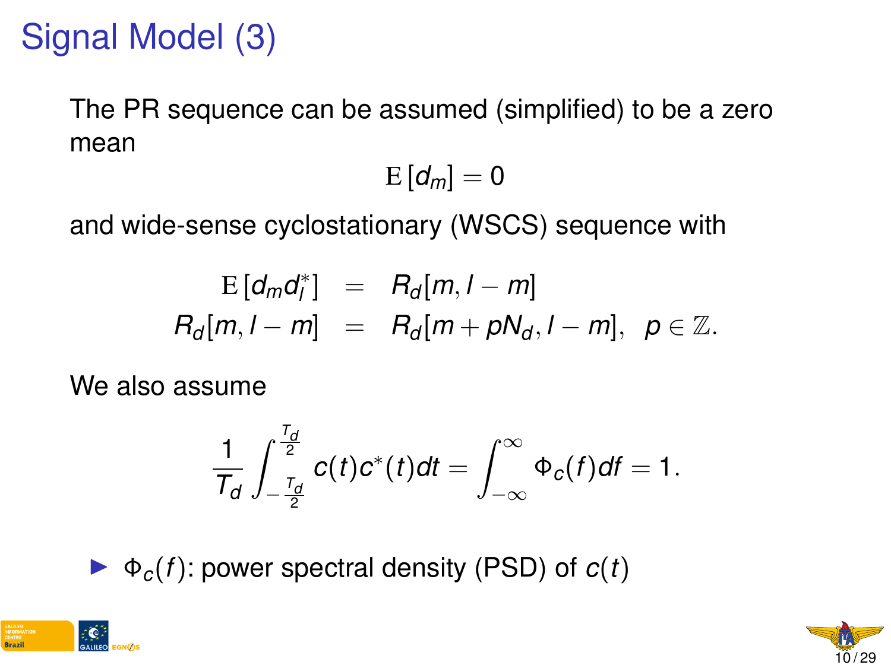# Signal Model (3)

The PR sequence can be assumed (simplified) to be a zero mean

$$\mathrm{E}\left[d_m\right] = 0$$

and wide-sense cyclostationary (WSCS) sequence with

$$\begin{aligned}
\mathrm{E}\left[d_m d_l^*\right] &= R_d[m, l-m] \\
R_d[m, l-m] &= R_d[m + pN_d, l-m], \quad p \in \mathbb{Z}.
\end{aligned}$$

We also assume

$$\frac{1}{T_d}\int_{-\frac{T_d}{2}}^{\frac{T_d}{2}} c(t)c^*(t)dt = \int_{-\infty}^{\infty} \Phi_c(f)df = 1.$$

- $\Phi_c(f)$: power spectral density (PSD) of $c(t)$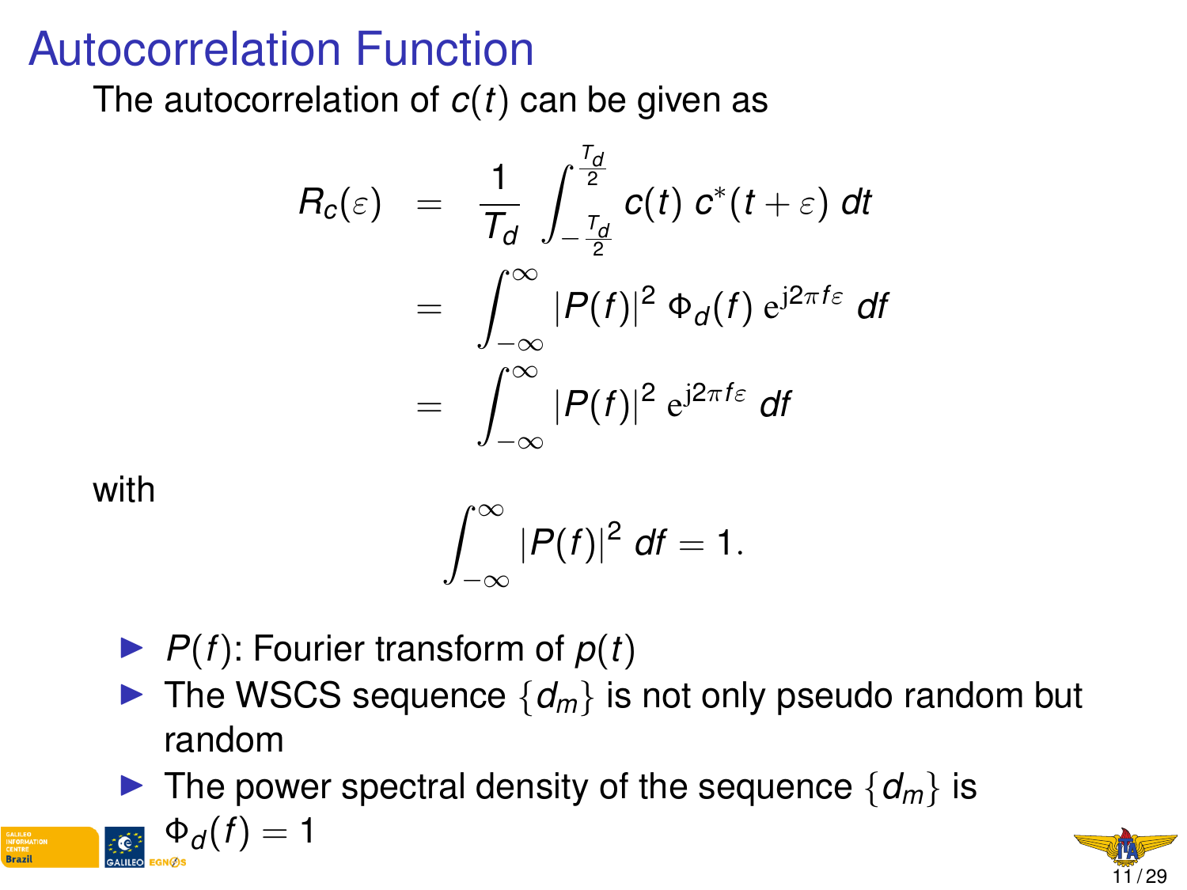# Autocorrelation Function

The autocorrelation of $c(t)$ can be given as

$$
\begin{aligned}
R_c(\varepsilon) &= \frac{1}{T_d} \int_{-\frac{T_d}{2}}^{\frac{T_d}{2}} c(t)\, c^*(t+\varepsilon)\, dt \\
&= \int_{-\infty}^{\infty} |P(f)|^2\, \Phi_d(f)\, \mathrm{e}^{\mathrm{j}2\pi f \varepsilon}\, df \\
&= \int_{-\infty}^{\infty} |P(f)|^2\, \mathrm{e}^{\mathrm{j}2\pi f \varepsilon}\, df
\end{aligned}
$$

with

$$
\int_{-\infty}^{\infty} |P(f)|^2\, df = 1.
$$

- $P(f)$: Fourier transform of $p(t)$
- The WSCS sequence $\{d_m\}$ is not only pseudo random but random
- The power spectral density of the sequence $\{d_m\}$ is $\Phi_d(f) = 1$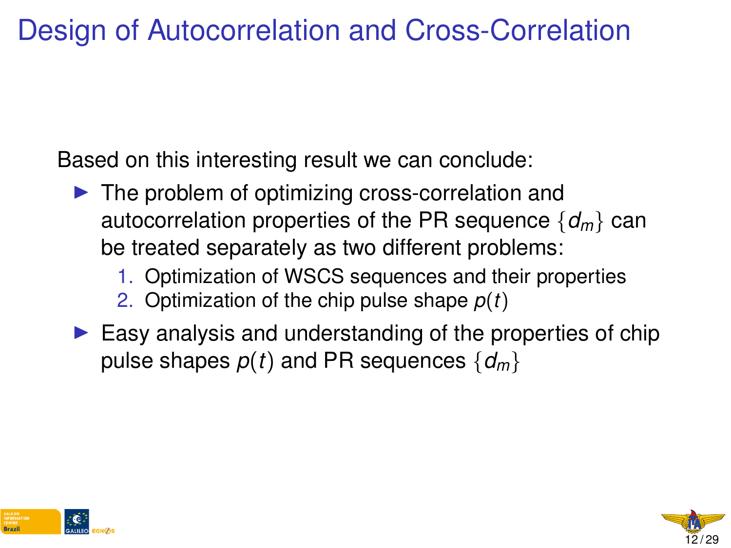# Design of Autocorrelation and Cross-Correlation

Based on this interesting result we can conclude:

- The problem of optimizing cross-correlation and autocorrelation properties of the PR sequence $\{d_m\}$ can be treated separately as two different problems:
  1. Optimization of WSCS sequences and their properties
  2. Optimization of the chip pulse shape $p(t)$
- Easy analysis and understanding of the properties of chip pulse shapes $p(t)$ and PR sequences $\{d_m\}$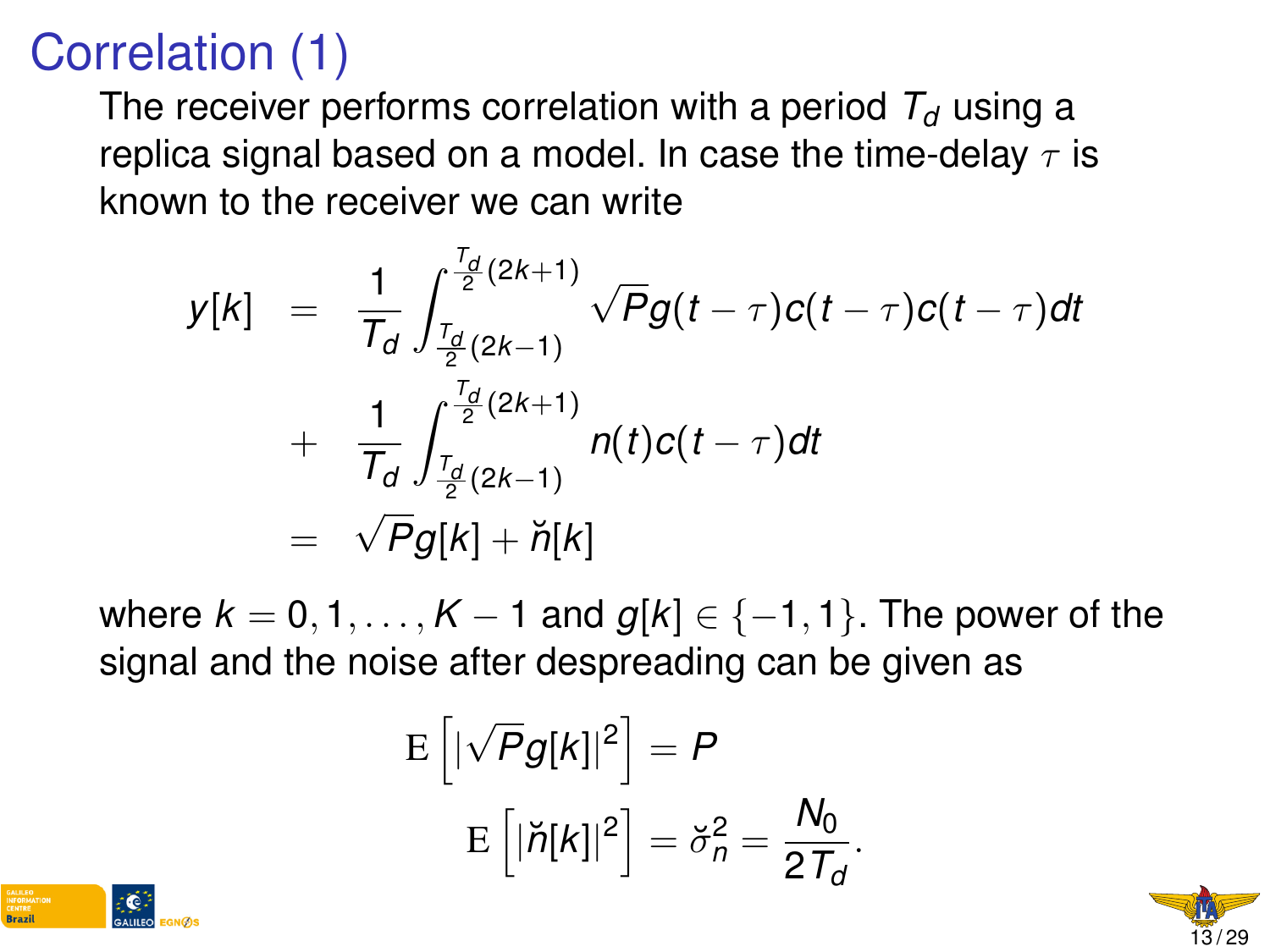# Correlation (1)

The receiver performs correlation with a period $T_d$ using a replica signal based on a model. In case the time-delay $\tau$ is known to the receiver we can write

$$
\begin{aligned}
y[k] &= \frac{1}{T_d}\int_{\frac{T_d}{2}(2k-1)}^{\frac{T_d}{2}(2k+1)} \sqrt{P} g(t-\tau)c(t-\tau)c(t-\tau)dt \\
&+ \frac{1}{T_d}\int_{\frac{T_d}{2}(2k-1)}^{\frac{T_d}{2}(2k+1)} n(t)c(t-\tau)dt \\
&= \sqrt{P} g[k] + \breve{n}[k]
\end{aligned}
$$

where $k = 0, 1, \ldots, K-1$ and $g[k] \in \{-1, 1\}$. The power of the signal and the noise after despreading can be given as

$$
\mathrm{E}\left[|\sqrt{P} g[k]|^2\right] = P
$$

$$
\mathrm{E}\left[|\breve{n}[k]|^2\right] = \breve{\sigma}_n^2 = \frac{N_0}{2T_d}.
$$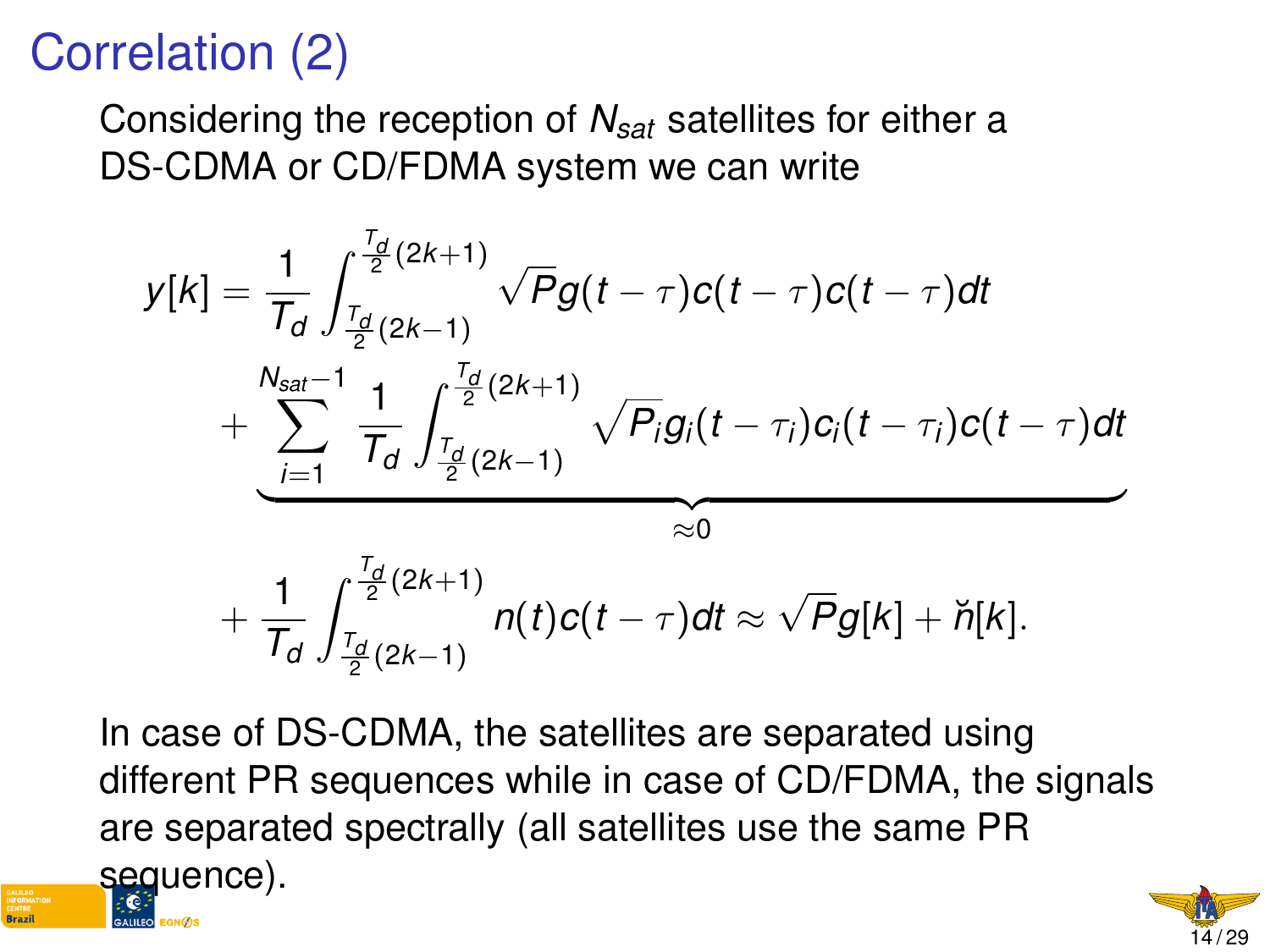# Correlation (2)

Considering the reception of $N_{sat}$ satellites for either a DS-CDMA or CD/FDMA system we can write

$$
\begin{aligned}
y[k] &= \frac{1}{T_d} \int_{\frac{T_d}{2}(2k-1)}^{\frac{T_d}{2}(2k+1)} \sqrt{P} g(t-\tau) c(t-\tau) c(t-\tau) dt \\
&+ \underbrace{\sum_{i=1}^{N_{sat}-1} \frac{1}{T_d} \int_{\frac{T_d}{2}(2k-1)}^{\frac{T_d}{2}(2k+1)} \sqrt{P_i} g_i(t-\tau_i) c_i(t-\tau_i) c(t-\tau) dt}_{\approx 0} \\
&+ \frac{1}{T_d} \int_{\frac{T_d}{2}(2k-1)}^{\frac{T_d}{2}(2k+1)} n(t) c(t-\tau) dt \approx \sqrt{P} g[k] + \check{n}[k].
\end{aligned}
$$

In case of DS-CDMA, the satellites are separated using different PR sequences while in case of CD/FDMA, the signals are separated spectrally (all satellites use the same PR sequence).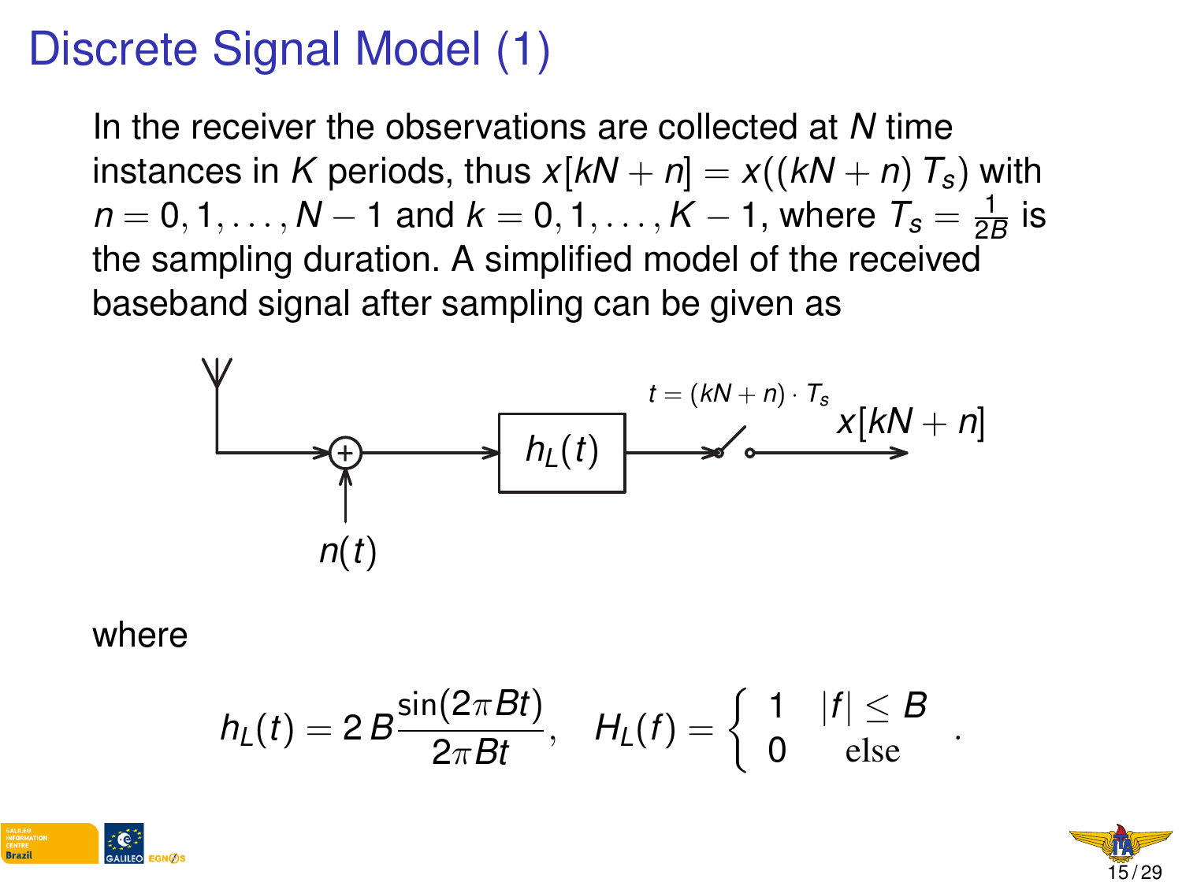# Discrete Signal Model (1)

In the receiver the observations are collected at $N$ time instances in $K$ periods, thus $x[kN+n] = x((kN+n)\,T_s)$ with $n = 0, 1, \ldots, N-1$ and $k = 0, 1, \ldots, K-1$, where $T_s = \frac{1}{2B}$ is the sampling duration. A simplified model of the received baseband signal after sampling can be given as

where

$$h_L(t) = 2\,B\frac{\sin(2\pi Bt)}{2\pi Bt}, \quad H_L(f) = \begin{cases} 1 & |f| \leq B \\ 0 & \text{else} \end{cases} .$$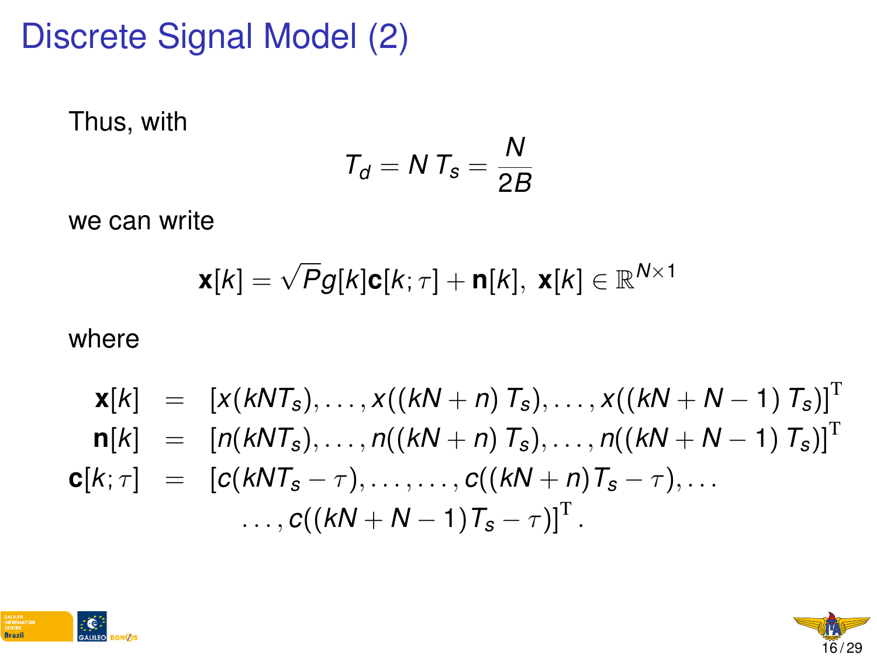# Discrete Signal Model (2)

Thus, with

$$T_d = N\,T_s = \frac{N}{2B}$$

we can write

$$\mathbf{x}[k] = \sqrt{P} g[k] \mathbf{c}[k;\tau] + \mathbf{n}[k],\ \mathbf{x}[k] \in \mathbb{R}^{N \times 1}$$

where

$$
\begin{aligned}
\mathbf{x}[k] &= \left[x(kNT_s), \ldots, x((kN+n)\,T_s), \ldots, x((kN+N-1)\,T_s)\right]^{\mathrm{T}} \\
\mathbf{n}[k] &= \left[n(kNT_s), \ldots, n((kN+n)\,T_s), \ldots, n((kN+N-1)\,T_s)\right]^{\mathrm{T}} \\
\mathbf{c}[k;\tau] &= \left[c(kNT_s - \tau), \ldots, \ldots, c((kN+n)T_s - \tau), \ldots\right. \\
&\quad \left. \ldots, c((kN+N-1)T_s - \tau)\right]^{\mathrm{T}}.
\end{aligned}
$$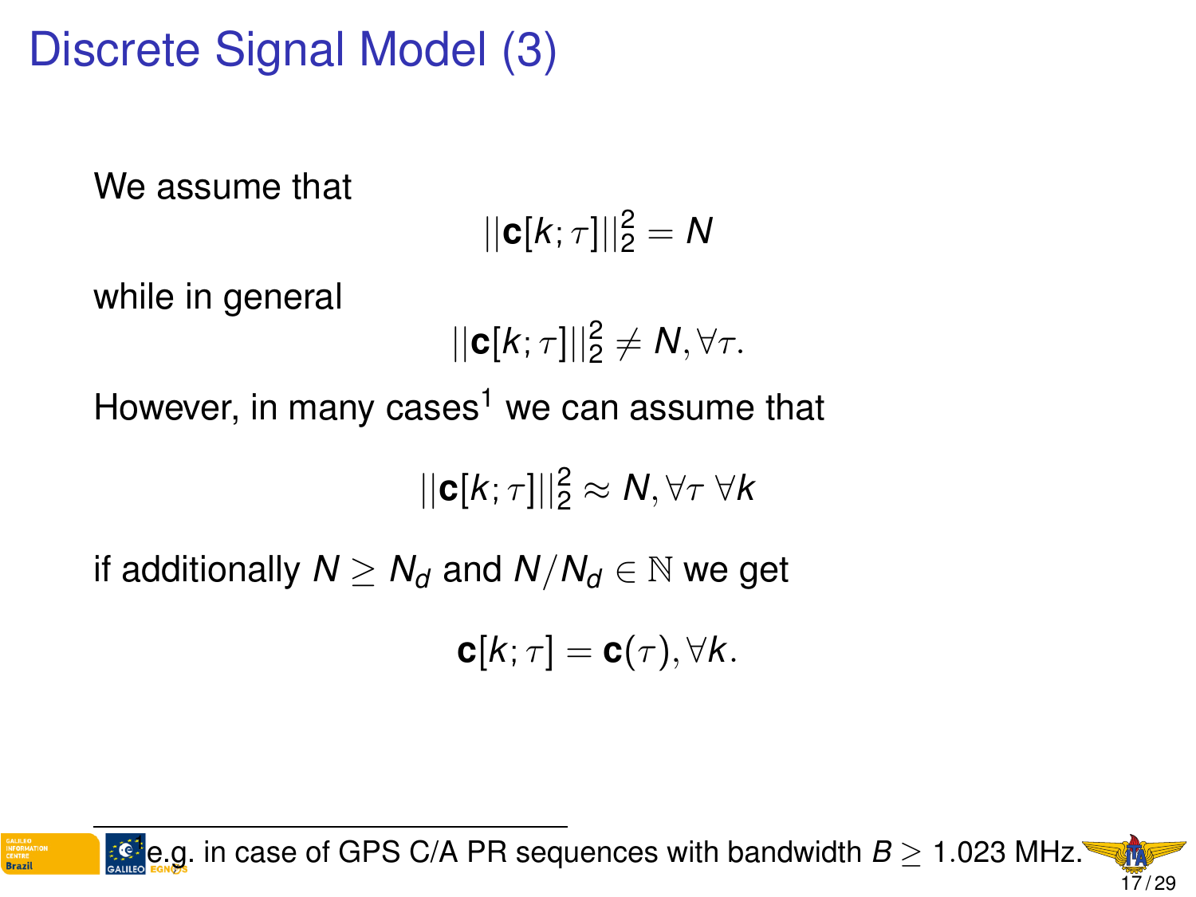# Discrete Signal Model (3)

We assume that

$$||\mathbf{c}[k;\tau]||_2^2 = N$$

while in general

$$||\mathbf{c}[k;\tau]||_2^2 \neq N, \forall \tau.$$

However, in many cases[1] we can assume that

$$||\mathbf{c}[k;\tau]||_2^2 \approx N, \forall \tau \; \forall k$$

if additionally $N \geq N_d$ and $N/N_d \in \mathbb{N}$ we get

$$\mathbf{c}[k;\tau] = \mathbf{c}(\tau), \forall k.$$

---

[1] e.g. in case of GPS C/A PR sequences with bandwidth $B \geq 1.023$ MHz.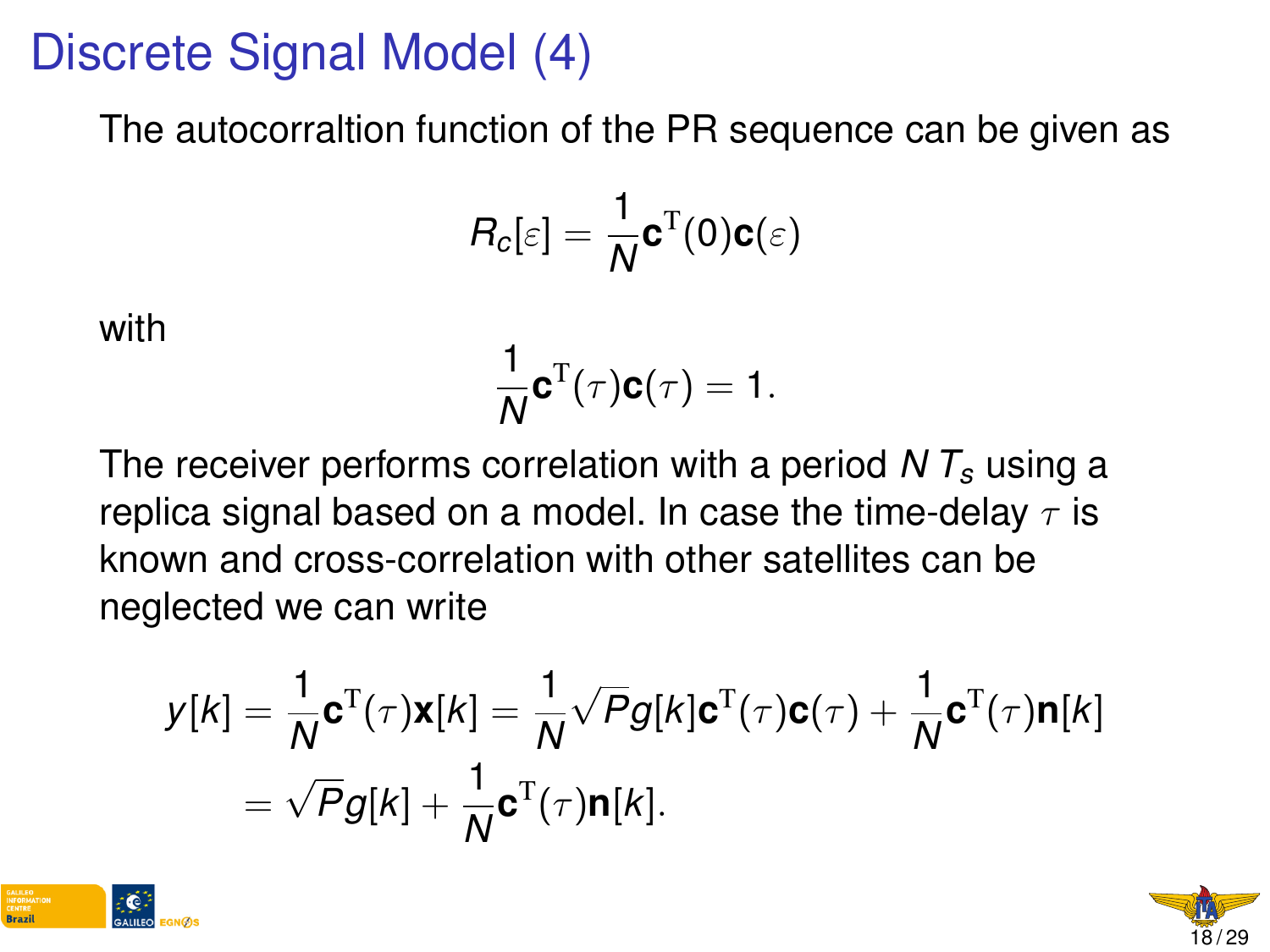# Discrete Signal Model (4)

The autocorraltion function of the PR sequence can be given as

$$R_c[\varepsilon] = \frac{1}{N}\mathbf{c}^{\mathrm{T}}(0)\mathbf{c}(\varepsilon)$$

with

$$\frac{1}{N}\mathbf{c}^{\mathrm{T}}(\tau)\mathbf{c}(\tau) = 1.$$

The receiver performs correlation with a period $N\,T_s$ using a replica signal based on a model. In case the time-delay $\tau$ is known and cross-correlation with other satellites can be neglected we can write

$$\begin{aligned}
y[k] &= \frac{1}{N}\mathbf{c}^{\mathrm{T}}(\tau)\mathbf{x}[k] = \frac{1}{N}\sqrt{P}g[k]\mathbf{c}^{\mathrm{T}}(\tau)\mathbf{c}(\tau) + \frac{1}{N}\mathbf{c}^{\mathrm{T}}(\tau)\mathbf{n}[k] \\
&= \sqrt{P}g[k] + \frac{1}{N}\mathbf{c}^{\mathrm{T}}(\tau)\mathbf{n}[k].
\end{aligned}$$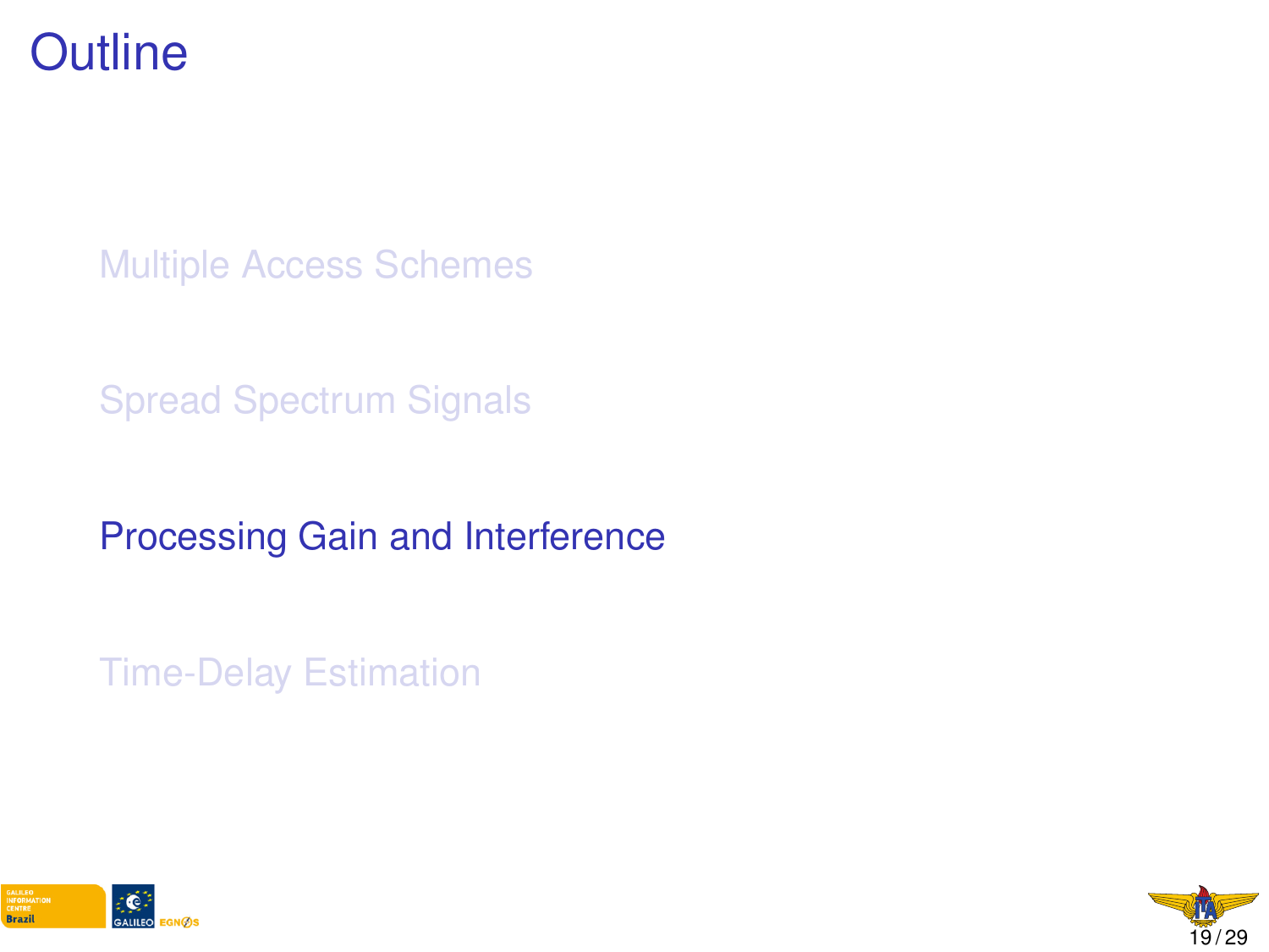# Outline

- Multiple Access Schemes
- Spread Spectrum Signals
- **Processing Gain and Interference**
- Time-Delay Estimation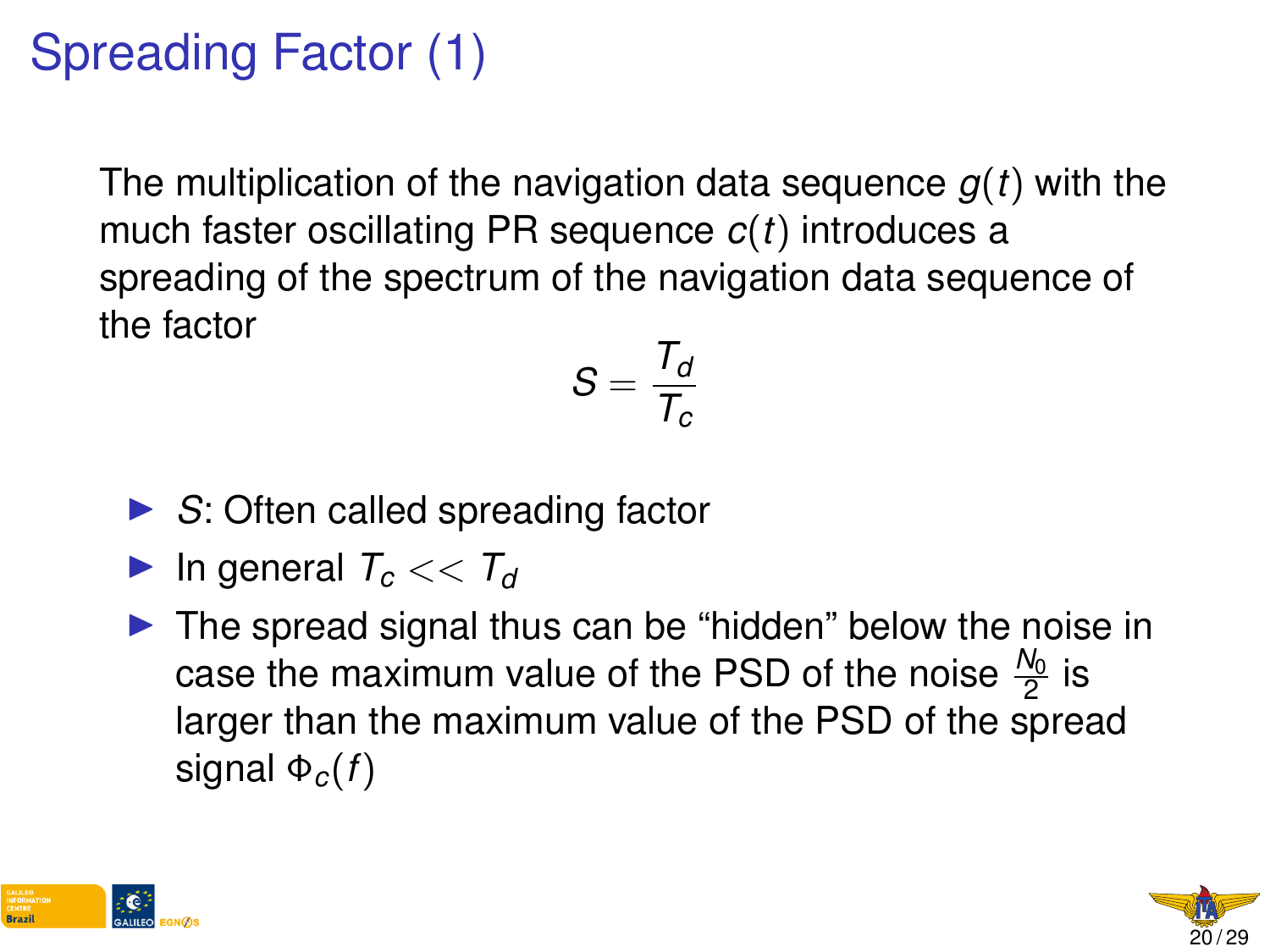# Spreading Factor (1)

The multiplication of the navigation data sequence $g(t)$ with the much faster oscillating PR sequence $c(t)$ introduces a spreading of the spectrum of the navigation data sequence of the factor

$$S = \frac{T_d}{T_c}$$

- $S$: Often called spreading factor
- In general $T_c << T_d$
- The spread signal thus can be "hidden" below the noise in case the maximum value of the PSD of the noise $\frac{N_0}{2}$ is larger than the maximum value of the PSD of the spread signal $\Phi_c(f)$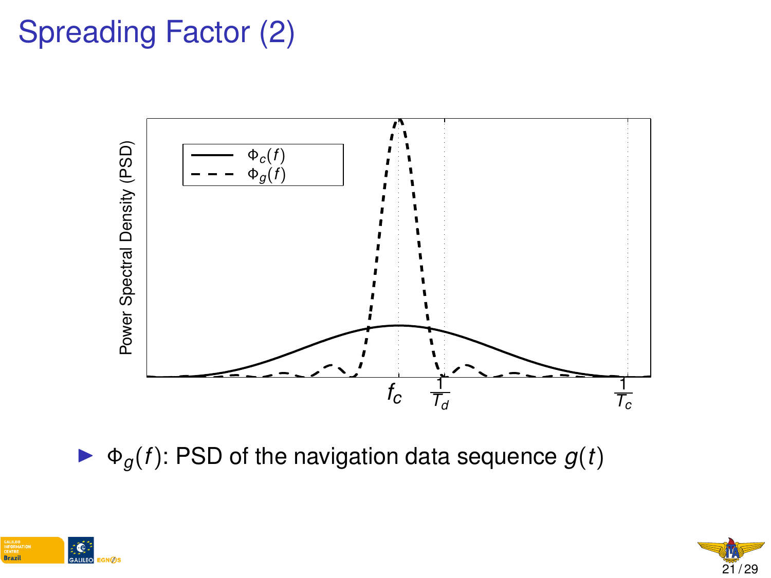# Spreading Factor (2)

- $\Phi_g(f)$: PSD of the navigation data sequence $g(t)$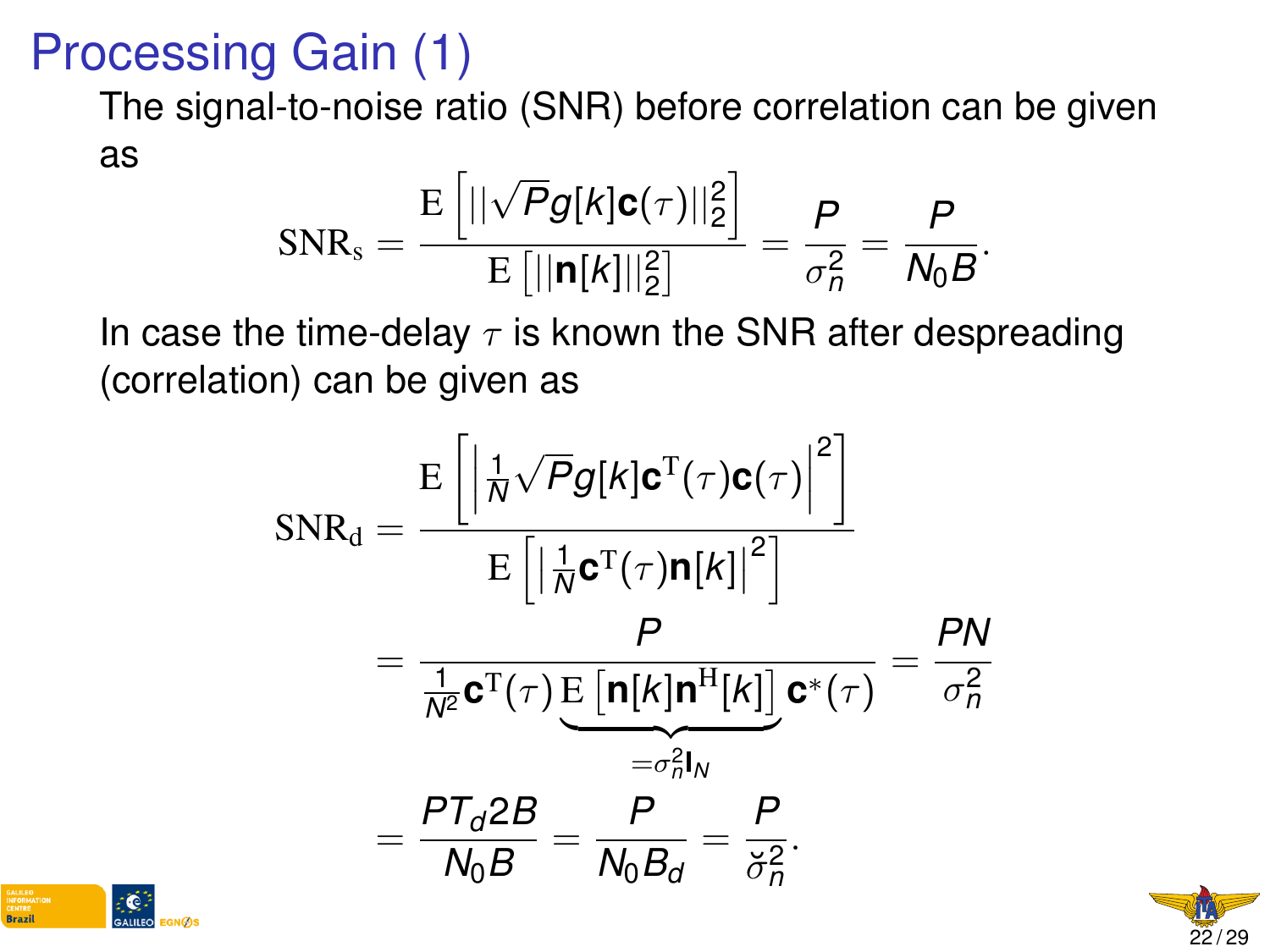# Processing Gain (1)

The signal-to-noise ratio (SNR) before correlation can be given as

$$\mathrm{SNR_s} = \frac{\mathrm{E}\left[||\sqrt{P}g[k]\mathbf{c}(\tau)||_2^2\right]}{\mathrm{E}\left[||\mathbf{n}[k]||_2^2\right]} = \frac{P}{\sigma_n^2} = \frac{P}{N_0 B}.$$

In case the time-delay $\tau$ is known the SNR after despreading (correlation) can be given as

$$\begin{aligned}
\mathrm{SNR_d} &= \frac{\mathrm{E}\left[\left|\frac{1}{N}\sqrt{P}g[k]\mathbf{c}^{\mathrm{T}}(\tau)\mathbf{c}(\tau)\right|^2\right]}{\mathrm{E}\left[\left|\frac{1}{N}\mathbf{c}^{\mathrm{T}}(\tau)\mathbf{n}[k]\right|^2\right]} \\
&= \frac{P}{\frac{1}{N^2}\mathbf{c}^{\mathrm{T}}(\tau)\underbrace{\mathrm{E}\left[\mathbf{n}[k]\mathbf{n}^{\mathrm{H}}[k]\right]}_{=\sigma_n^2\mathbf{I}_N}\mathbf{c}^*(\tau)} = \frac{PN}{\sigma_n^2} \\
&= \frac{PT_d 2B}{N_0 B} = \frac{P}{N_0 B_d} = \frac{P}{\breve{\sigma}_n^2}.
\end{aligned}$$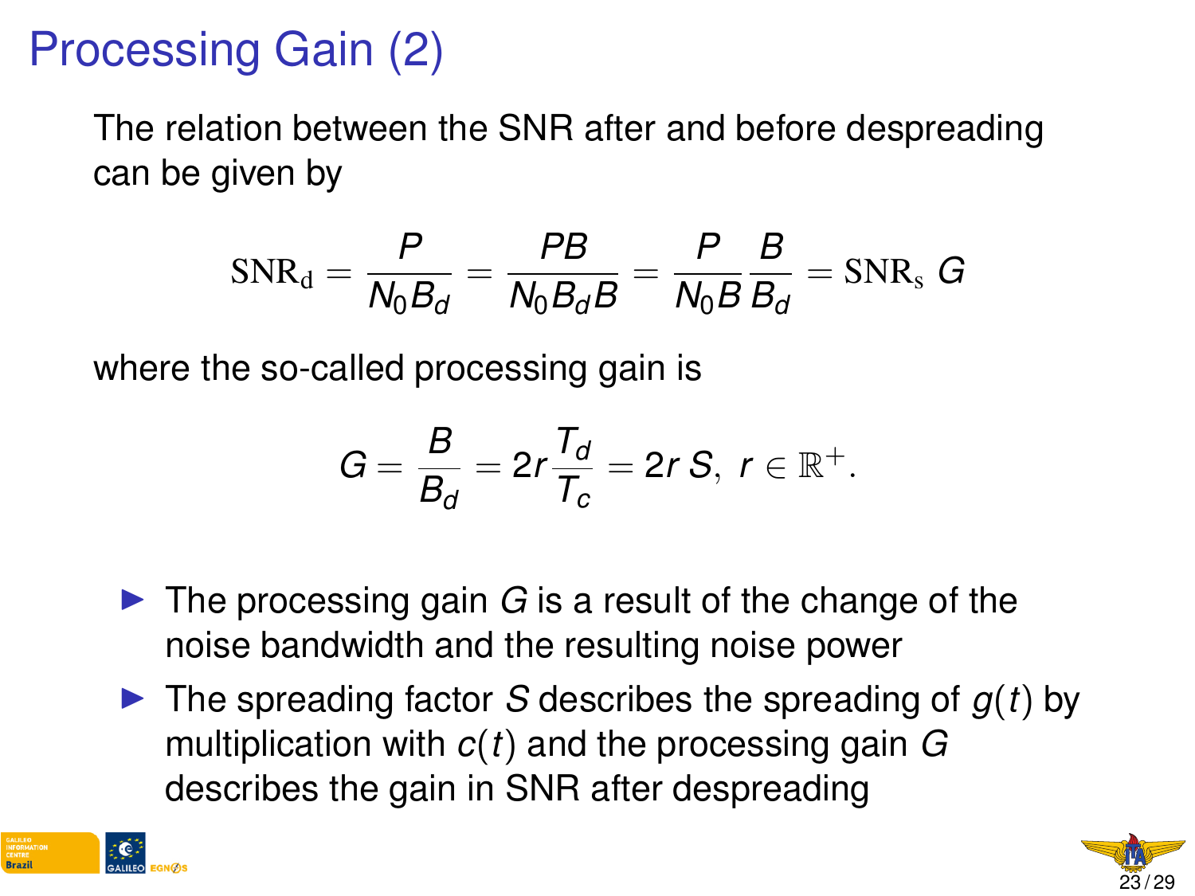# Processing Gain (2)

The relation between the SNR after and before despreading can be given by

$$\mathrm{SNR_d} = \frac{P}{N_0 B_d} = \frac{PB}{N_0 B_d B} = \frac{P}{N_0 B}\frac{B}{B_d} = \mathrm{SNR_s}\; G$$

where the so-called processing gain is

$$G = \frac{B}{B_d} = 2r\frac{T_d}{T_c} = 2r\, S,\; r \in \mathbb{R}^+.$$

- The processing gain $G$ is a result of the change of the noise bandwidth and the resulting noise power
- The spreading factor $S$ describes the spreading of $g(t)$ by multiplication with $c(t)$ and the processing gain $G$ describes the gain in SNR after despreading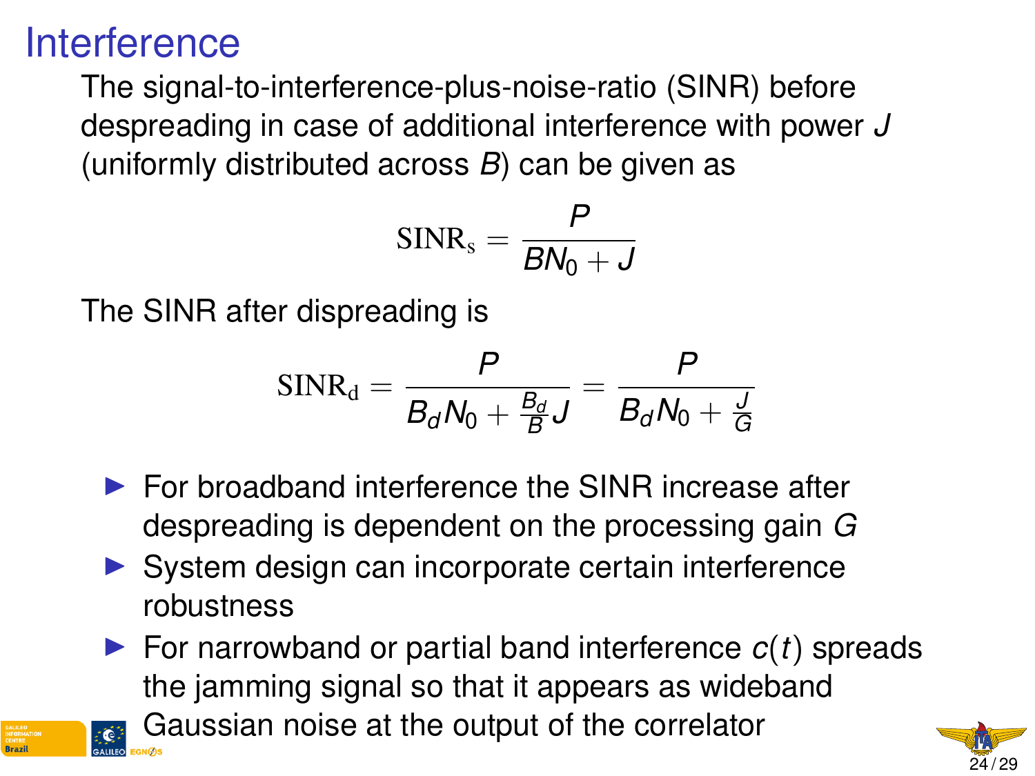# Interference

The signal-to-interference-plus-noise-ratio (SINR) before despreading in case of additional interference with power $J$ (uniformly distributed across $B$) can be given as

$$\mathrm{SINR_s} = \frac{P}{BN_0 + J}$$

The SINR after dispreading is

$$\mathrm{SINR_d} = \frac{P}{B_d N_0 + \frac{B_d}{B} J} = \frac{P}{B_d N_0 + \frac{J}{G}}$$

- For broadband interference the SINR increase after despreading is dependent on the processing gain $G$
- System design can incorporate certain interference robustness
- For narrowband or partial band interference $c(t)$ spreads the jamming signal so that it appears as wideband Gaussian noise at the output of the correlator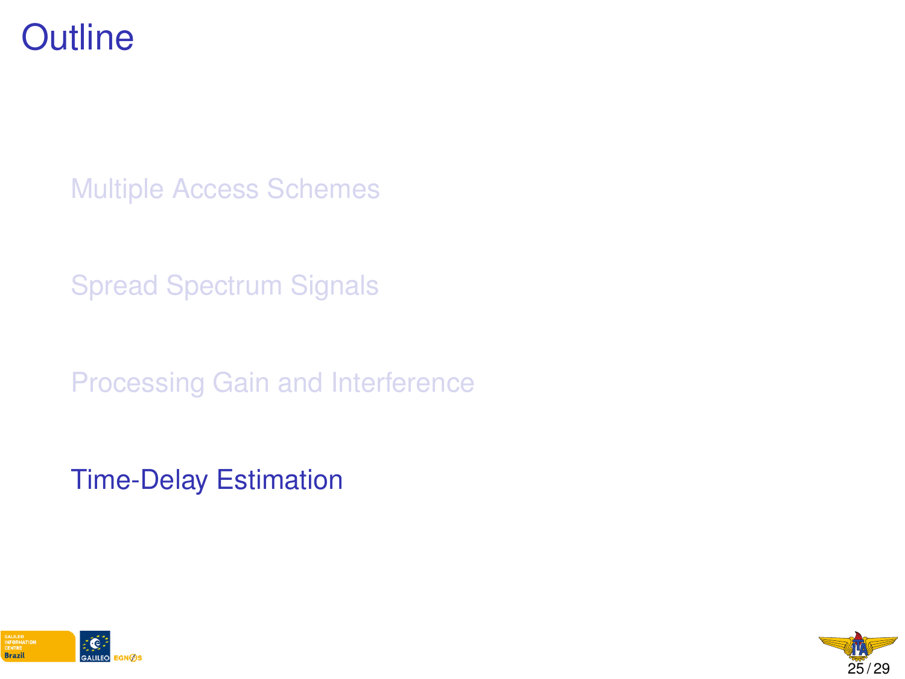# Outline

- Multiple Access Schemes
- Spread Spectrum Signals
- Processing Gain and Interference
- Time-Delay Estimation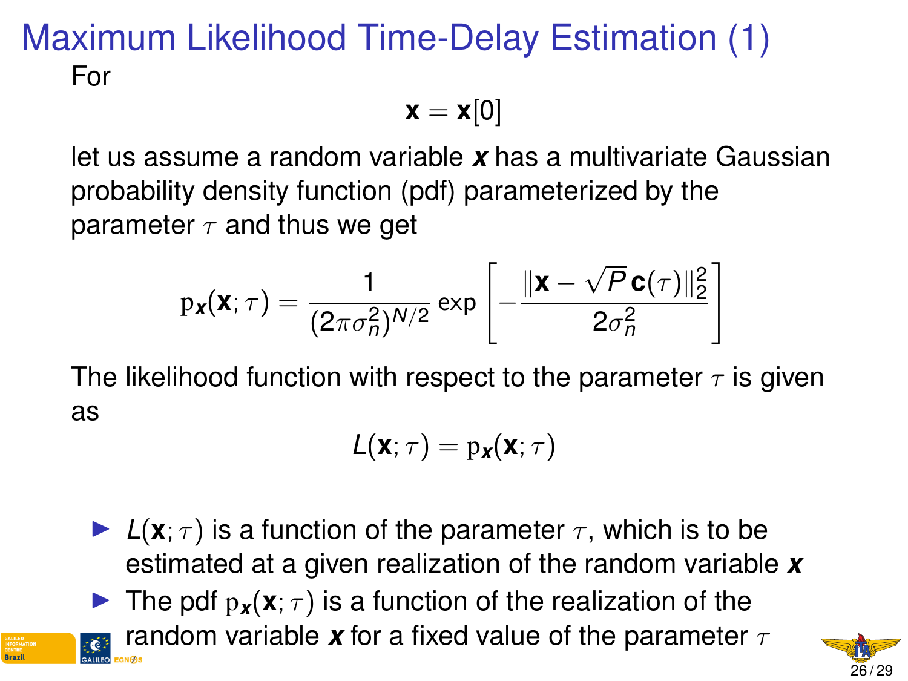# Maximum Likelihood Time-Delay Estimation (1)

For

$$\mathbf{x} = \mathbf{x}[0]$$

let us assume a random variable $\boldsymbol{x}$ has a multivariate Gaussian probability density function (pdf) parameterized by the parameter $\tau$ and thus we get

$$\mathrm{p}_{\boldsymbol{x}}(\mathbf{x}; \tau) = \frac{1}{(2\pi\sigma_n^2)^{N/2}} \exp\left[-\frac{\|\mathbf{x} - \sqrt{P}\,\mathbf{c}(\tau)\|_2^2}{2\sigma_n^2}\right]$$

The likelihood function with respect to the parameter $\tau$ is given as

$$L(\mathbf{x}; \tau) = \mathrm{p}_{\boldsymbol{x}}(\mathbf{x}; \tau)$$

- $L(\mathbf{x}; \tau)$ is a function of the parameter $\tau$, which is to be estimated at a given realization of the random variable $\boldsymbol{x}$
- The pdf $\mathrm{p}_{\boldsymbol{x}}(\mathbf{x}; \tau)$ is a function of the realization of the random variable $\boldsymbol{x}$ for a fixed value of the parameter $\tau$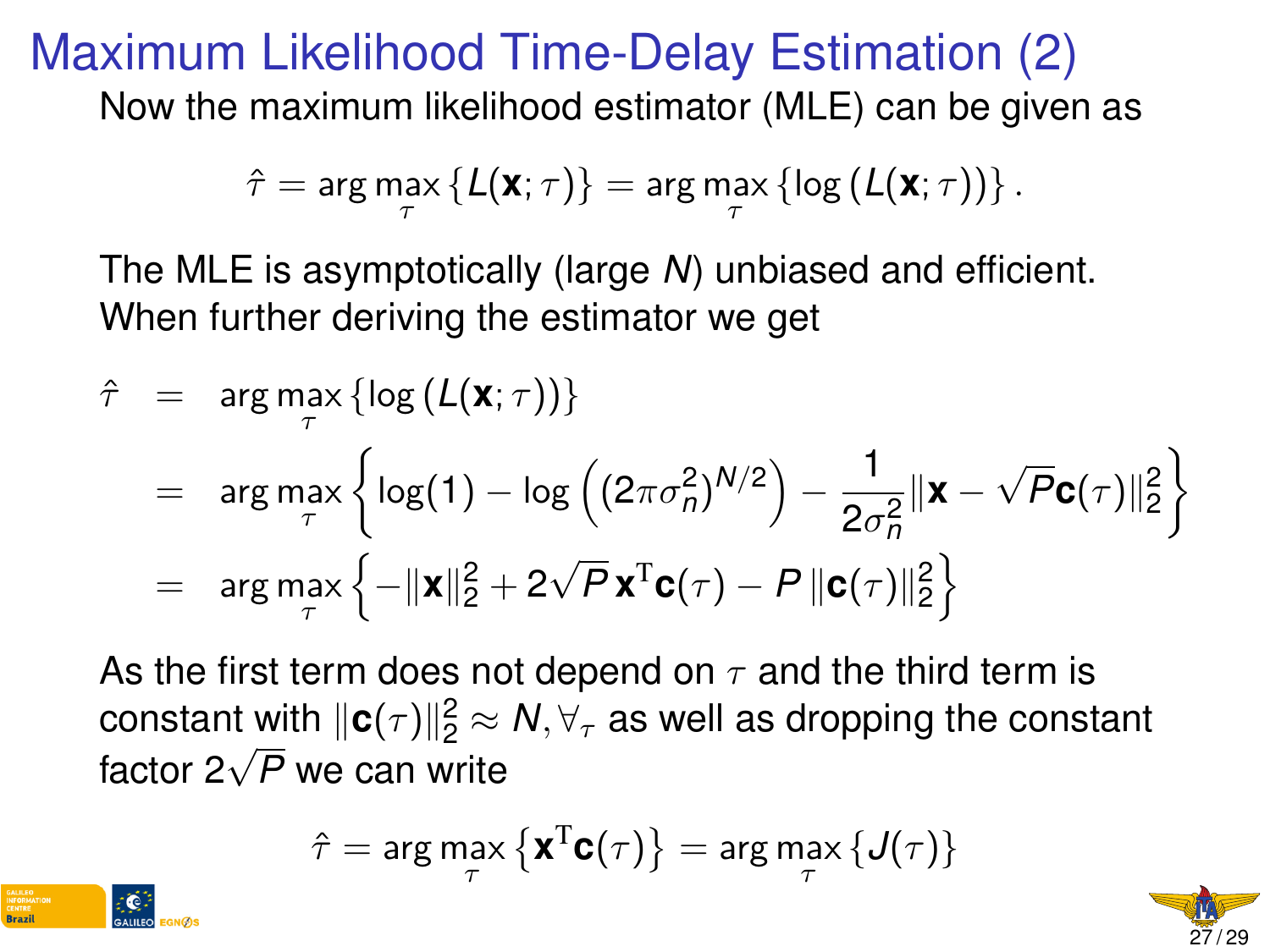# Maximum Likelihood Time-Delay Estimation (2)

Now the maximum likelihood estimator (MLE) can be given as

$$\hat{\tau} = \arg\max_{\tau} \{L(\mathbf{x};\tau)\} = \arg\max_{\tau} \{\log(L(\mathbf{x};\tau))\}.$$

The MLE is asymptotically (large $N$) unbiased and efficient. When further deriving the estimator we get

$$\begin{aligned}
\hat{\tau} &= \arg\max_{\tau} \{\log(L(\mathbf{x};\tau))\} \\
&= \arg\max_{\tau} \left\{ \log(1) - \log\left((2\pi\sigma_n^2)^{N/2}\right) - \frac{1}{2\sigma_n^2} \|\mathbf{x} - \sqrt{P}\mathbf{c}(\tau)\|_2^2 \right\} \\
&= \arg\max_{\tau} \left\{ -\|\mathbf{x}\|_2^2 + 2\sqrt{P}\,\mathbf{x}^{\mathrm{T}}\mathbf{c}(\tau) - P\,\|\mathbf{c}(\tau)\|_2^2 \right\}
\end{aligned}$$

As the first term does not depend on $\tau$ and the third term is constant with $\|\mathbf{c}(\tau)\|_2^2 \approx N, \forall_{\tau}$ as well as dropping the constant factor $2\sqrt{P}$ we can write

$$\hat{\tau} = \arg\max_{\tau} \left\{ \mathbf{x}^{\mathrm{T}}\mathbf{c}(\tau) \right\} = \arg\max_{\tau} \{J(\tau)\}$$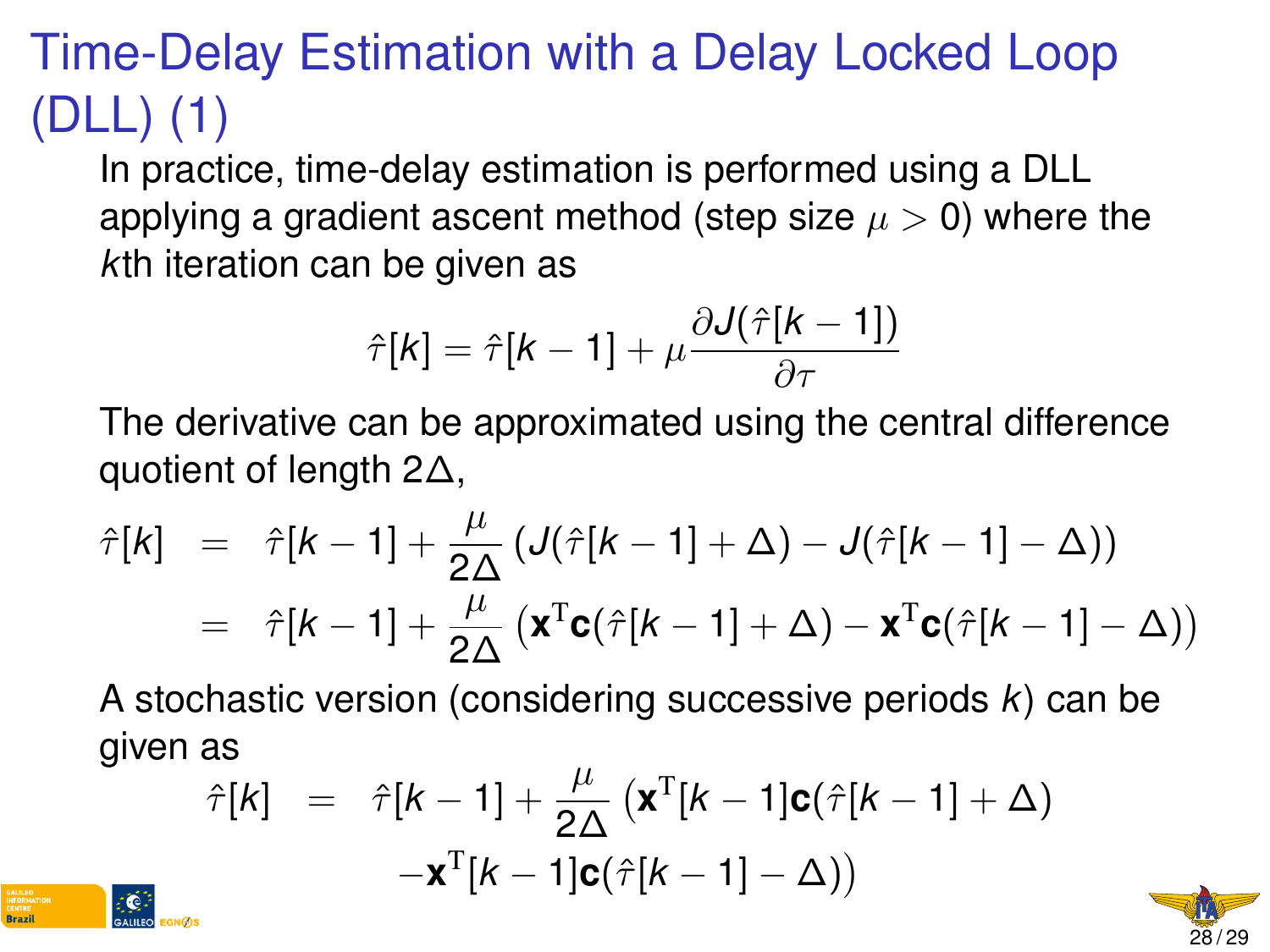# Time-Delay Estimation with a Delay Locked Loop (DLL) (1)

In practice, time-delay estimation is performed using a DLL applying a gradient ascent method (step size $\mu > 0$) where the $k$th iteration can be given as

$$\hat{\tau}[k] = \hat{\tau}[k-1] + \mu \frac{\partial J(\hat{\tau}[k-1])}{\partial \tau}$$

The derivative can be approximated using the central difference quotient of length $2\Delta$,

$$\begin{aligned}
\hat{\tau}[k] &= \hat{\tau}[k-1] + \frac{\mu}{2\Delta}\left(J(\hat{\tau}[k-1]+\Delta) - J(\hat{\tau}[k-1]-\Delta)\right) \\
&= \hat{\tau}[k-1] + \frac{\mu}{2\Delta}\left(\mathbf{x}^{\mathrm{T}}\mathbf{c}(\hat{\tau}[k-1]+\Delta) - \mathbf{x}^{\mathrm{T}}\mathbf{c}(\hat{\tau}[k-1]-\Delta)\right)
\end{aligned}$$

A stochastic version (considering successive periods $k$) can be given as

$$\begin{aligned}
\hat{\tau}[k] &= \hat{\tau}[k-1] + \frac{\mu}{2\Delta}\big(\mathbf{x}^{\mathrm{T}}[k-1]\mathbf{c}(\hat{\tau}[k-1]+\Delta) \\
&\qquad - \mathbf{x}^{\mathrm{T}}[k-1]\mathbf{c}(\hat{\tau}[k-1]-\Delta)\big)
\end{aligned}$$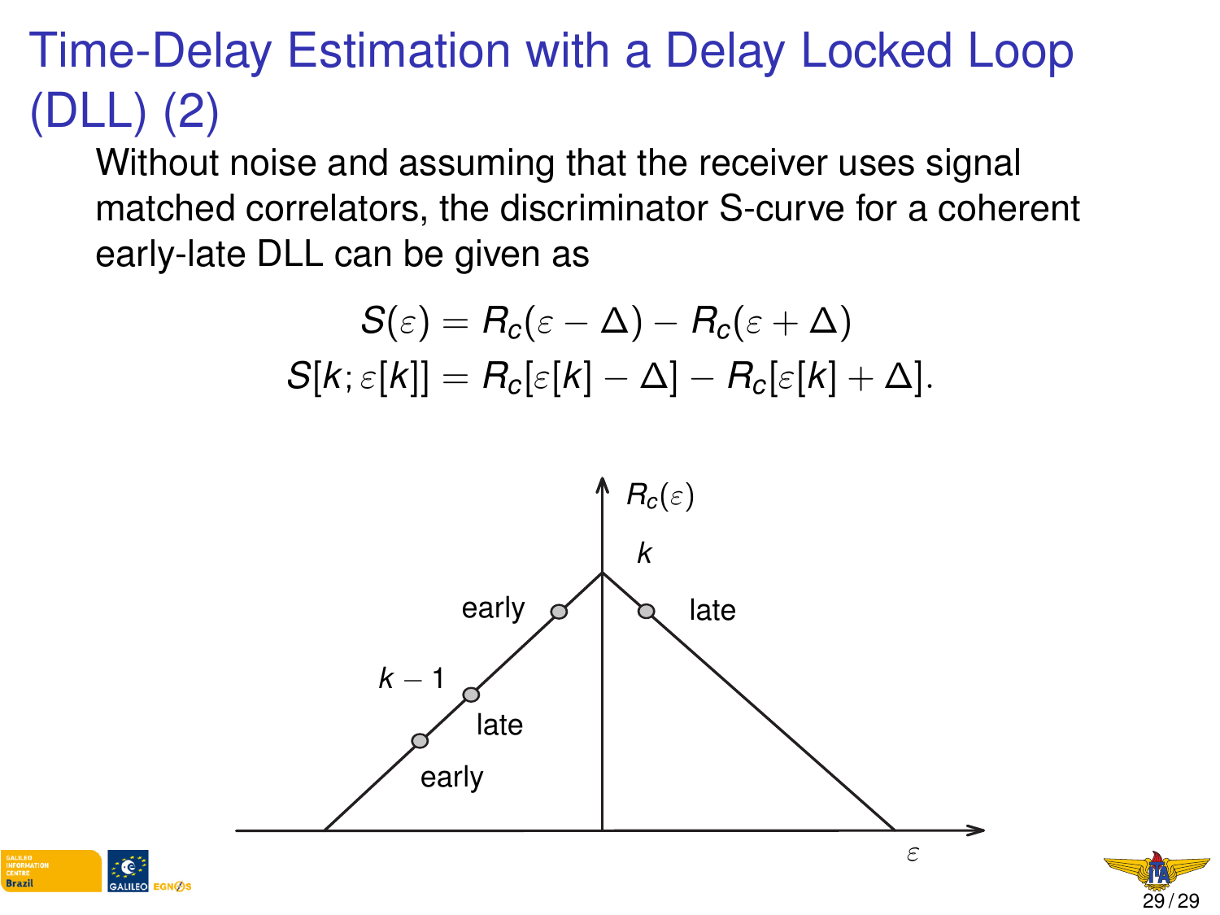# Time-Delay Estimation with a Delay Locked Loop (DLL) (2)

Without noise and assuming that the receiver uses signal matched correlators, the discriminator S-curve for a coherent early-late DLL can be given as

$$S(\varepsilon) = R_c(\varepsilon - \Delta) - R_c(\varepsilon + \Delta)$$

$$S[k; \varepsilon[k]] = R_c[\varepsilon[k] - \Delta] - R_c[\varepsilon[k] + \Delta].$$

$R_c(\varepsilon)$

$k$

early

late

$k-1$

late

early

$\varepsilon$